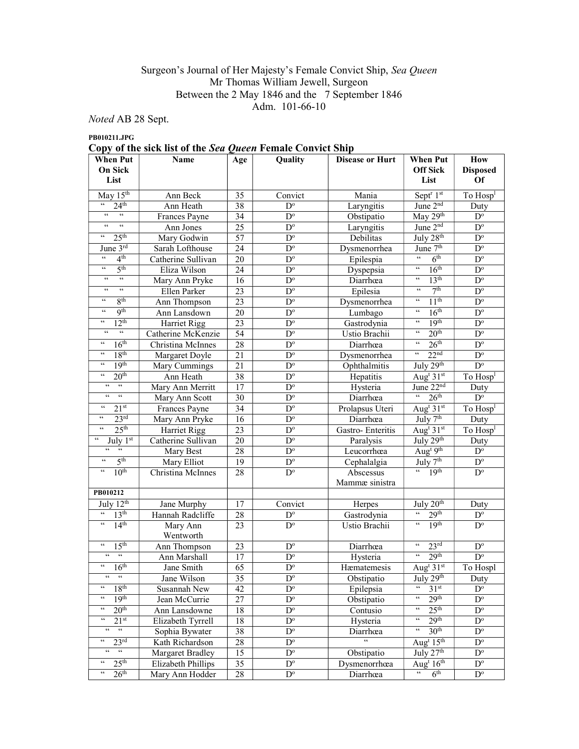Surgeon's Journal of Her Majesty's Female Convict Ship, *Sea Queen*
Mr Thomas William Jewell, Surgeon
Between the 2 May 1846 and the 7 September 1846
Adm. 101-66-10

*Noted* AB 28 Sept.

**PB010211.JPG**

### Copy of the sick list of the *Sea Queen* Female Convict Ship

| When Put On Sick List | Name | Age | Quality | Disease or Hurt | When Put Off Sick List | How Disposed Of |
|---|---|---|---|---|---|---|
| May 15th | Ann Beck | 35 | Convict | Mania | Septr 1st | To Hospl |
| " 24th | Ann Heath | 38 | Do | Laryngitis | June 2nd | Duty |
| " " | Frances Payne | 34 | Do | Obstipatio | May 29th | Do |
| " " | Ann Jones | 25 | Do | Laryngitis | June 2nd | Do |
| " 25th | Mary Godwin | 57 | Do | Debilitas | July 28th | Do |
| June 3rd | Sarah Lofthouse | 24 | Do | Dysmenorrhea | June 7th | Do |
| " 4th | Catherine Sullivan | 20 | Do | Epilespia | " 6th | Do |
| " 5th | Eliza Wilson | 24 | Do | Dyspepsia | " 16th | Do |
| " " | Mary Ann Pryke | 16 | Do | Diarrhœa | " 13th | Do |
| " " | Ellen Parker | 23 | Do | Epilesia | " 7th | Do |
| " 8th | Ann Thompson | 23 | Do | Dysmenorrhea | " 11th | Do |
| " 9th | Ann Lansdown | 20 | Do | Lumbago | " 16th | Do |
| " 12th | Harriet Rigg | 23 | Do | Gastrodynia | " 19th | Do |
| " " | Catherine McKenzie | 54 | Do | Ustio Brachii | " 20th | Do |
| " 16th | Christina McInnes | 28 | Do | Diarrhœa | " 26th | Do |
| " 18th | Margaret Doyle | 21 | Do | Dysmenorrhea | " 22nd | Do |
| " 19th | Mary Cummings | 21 | Do | Ophthalmitis | July 29th | Do |
| " 20th | Ann Heath | 38 | Do | Hepatitis | Augt 31st | To Hospl |
| " " | Mary Ann Merritt | 17 | Do | Hysteria | June 22nd | Duty |
| " " | Mary Ann Scott | 30 | Do | Diarrhœa | " 26th | Do |
| " 21st | Frances Payne | 34 | Do | Prolapsus Uteri | Augt 31st | To Hospl |
| " 23rd | Mary Ann Pryke | 16 | Do | Diarrhœa | July 7th | Duty |
| " 25th | Harriet Rigg | 23 | Do | Gastro- Enteritis | Augt 31st | To Hospl |
| " July 1st | Catherine Sullivan | 20 | Do | Paralysis | July 29th | Duty |
| " " | Mary Best | 28 | Do | Leucorrhœa | Augt 9th | Do |
| " 5th | Mary Elliot | 19 | Do | Cephalalgia | July 7th | Do |
| " 10th | Christina McInnes | 28 | Do | Abscessus Mammæ sinistra | " 19th | Do |
| **PB010212** | | | | | | |
| July 12th | Jane Murphy | 17 | Convict | Herpes | July 20th | Duty |
| " 13th | Hannah Radcliffe | 28 | Do | Gastrodynia | " 29th | Do |
| " 14th | Mary Ann Wentworth | 23 | Do | Ustio Brachii | " 19th | Do |
| " 15th | Ann Thompson | 23 | Do | Diarrhœa | " 23rd | Do |
| " " | Ann Marshall | 17 | Do | Hysteria | " 29th | Do |
| " 16th | Jane Smith | 65 | Do | Hæmatemesis | Augt 31st | To Hospl |
| " " | Jane Wilson | 35 | Do | Obstipatio | July 29th | Duty |
| " 18th | Susannah New | 42 | Do | Epilepsia | " 31st | Do |
| " 19th | Jean McCurrie | 27 | Do | Obstipatio | " 29th | Do |
| " 20th | Ann Lansdowne | 18 | Do | Contusio | " 25th | Do |
| " 21st | Elizabeth Tyrrell | 18 | Do | Hysteria | " 29th | Do |
| " " | Sophia Bywater | 38 | Do | Diarrhœa | " 30th | Do |
| " 23rd | Kath Richardson | 28 | Do | " | Augt 15th | Do |
| " " | Margaret Bradley | 15 | Do | Obstipatio | July 27th | Do |
| " 25th | Elizabeth Phillips | 35 | Do | Dysmenorrhœa | Augt 16th | Do |
| " 26th | Mary Ann Hodder | 28 | Do | Diarrhœa | " 6th | Do |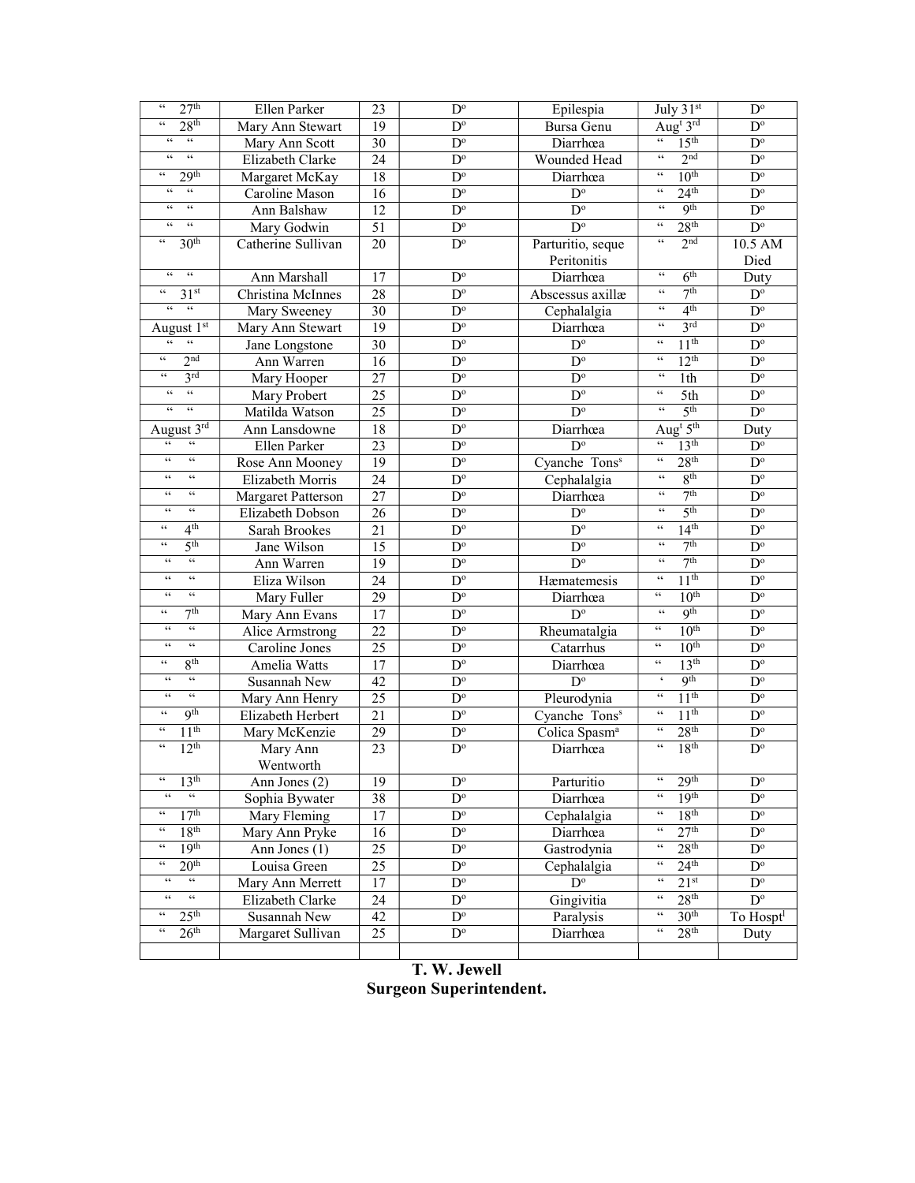| " 27th | Ellen Parker | 23 | Do | Epilespia | July 31st | Do |
|---|---|---|---|---|---|---|
| " 28th | Mary Ann Stewart | 19 | Do | Bursa Genu | Augt 3rd | Do |
| " " | Mary Ann Scott | 30 | Do | Diarrhœa | " 15th | Do |
| " " | Elizabeth Clarke | 24 | Do | Wounded Head | " 2nd | Do |
| " 29th | Margaret McKay | 18 | Do | Diarrhœa | " 10th | Do |
| " " | Caroline Mason | 16 | Do | Do | " 24th | Do |
| " " | Ann Balshaw | 12 | Do | Do | " 9th | Do |
| " " | Mary Godwin | 51 | Do | Do | " 28th | Do |
| " 30th | Catherine Sullivan | 20 | Do | Parturitio, seque Peritonitis | " 2nd | 10.5 AM Died |
| " " | Ann Marshall | 17 | Do | Diarrhœa | " 6th | Duty |
| " 31st | Christina McInnes | 28 | Do | Abscessus axillæ | " 7th | Do |
| " " | Mary Sweeney | 30 | Do | Cephalalgia | " 4th | Do |
| August 1st | Mary Ann Stewart | 19 | Do | Diarrhœa | " 3rd | Do |
| " " | Jane Longstone | 30 | Do | Do | " 11th | Do |
| " 2nd | Ann Warren | 16 | Do | Do | " 12th | Do |
| " 3rd | Mary Hooper | 27 | Do | Do | " 1th | Do |
| " " | Mary Probert | 25 | Do | Do | " 5th | Do |
| " " | Matilda Watson | 25 | Do | Do | " 5th | Do |
| August 3rd | Ann Lansdowne | 18 | Do | Diarrhœa | Augt 5th | Duty |
| " " | Ellen Parker | 23 | Do | Do | " 13th | Do |
| " " | Rose Ann Mooney | 19 | Do | Cyanche Tonss | " 28th | Do |
| " " | Elizabeth Morris | 24 | Do | Cephalalgia | " 8th | Do |
| " " | Margaret Patterson | 27 | Do | Diarrhœa | " 7th | Do |
| " " | Elizabeth Dobson | 26 | Do | Do | " 5th | Do |
| " 4th | Sarah Brookes | 21 | Do | Do | " 14th | Do |
| " 5th | Jane Wilson | 15 | Do | Do | " 7th | Do |
| " " | Ann Warren | 19 | Do | Do | " 7th | Do |
| " " | Eliza Wilson | 24 | Do | Hæmatemesis | " 11th | Do |
| " " | Mary Fuller | 29 | Do | Diarrhœa | " 10th | Do |
| " 7th | Mary Ann Evans | 17 | Do | Do | " 9th | Do |
| " " | Alice Armstrong | 22 | Do | Rheumatalgia | " 10th | Do |
| " " | Caroline Jones | 25 | Do | Catarrhus | " 10th | Do |
| " 8th | Amelia Watts | 17 | Do | Diarrhœa | " 13th | Do |
| " " | Susannah New | 42 | Do | Do | ' 9th | Do |
| " " | Mary Ann Henry | 25 | Do | Pleurodynia | " 11th | Do |
| " 9th | Elizabeth Herbert | 21 | Do | Cyanche Tonss | " 11th | Do |
| " 11th | Mary McKenzie | 29 | Do | Colica Spasma | " 28th | Do |
| " 12th | Mary Ann Wentworth | 23 | Do | Diarrhœa | " 18th | Do |
| " 13th | Ann Jones (2) | 19 | Do | Parturitio | " 29th | Do |
| " " | Sophia Bywater | 38 | Do | Diarrhœa | " 19th | Do |
| " 17th | Mary Fleming | 17 | Do | Cephalalgia | " 18th | Do |
| " 18th | Mary Ann Pryke | 16 | Do | Diarrhœa | " 27th | Do |
| " 19th | Ann Jones (1) | 25 | Do | Gastrodynia | " 28th | Do |
| " 20th | Louisa Green | 25 | Do | Cephalalgia | " 24th | Do |
| " " | Mary Ann Merrett | 17 | Do | Do | " 21st | Do |
| " " | Elizabeth Clarke | 24 | Do | Gingivitia | " 28th | Do |
| " 25th | Susannah New | 42 | Do | Paralysis | " 30th | To Hosptl |
| " 26th | Margaret Sullivan | 25 | Do | Diarrhœa | " 28th | Duty |
| | | | | | | |

**T. W. Jewell**
**Surgeon Superintendent.**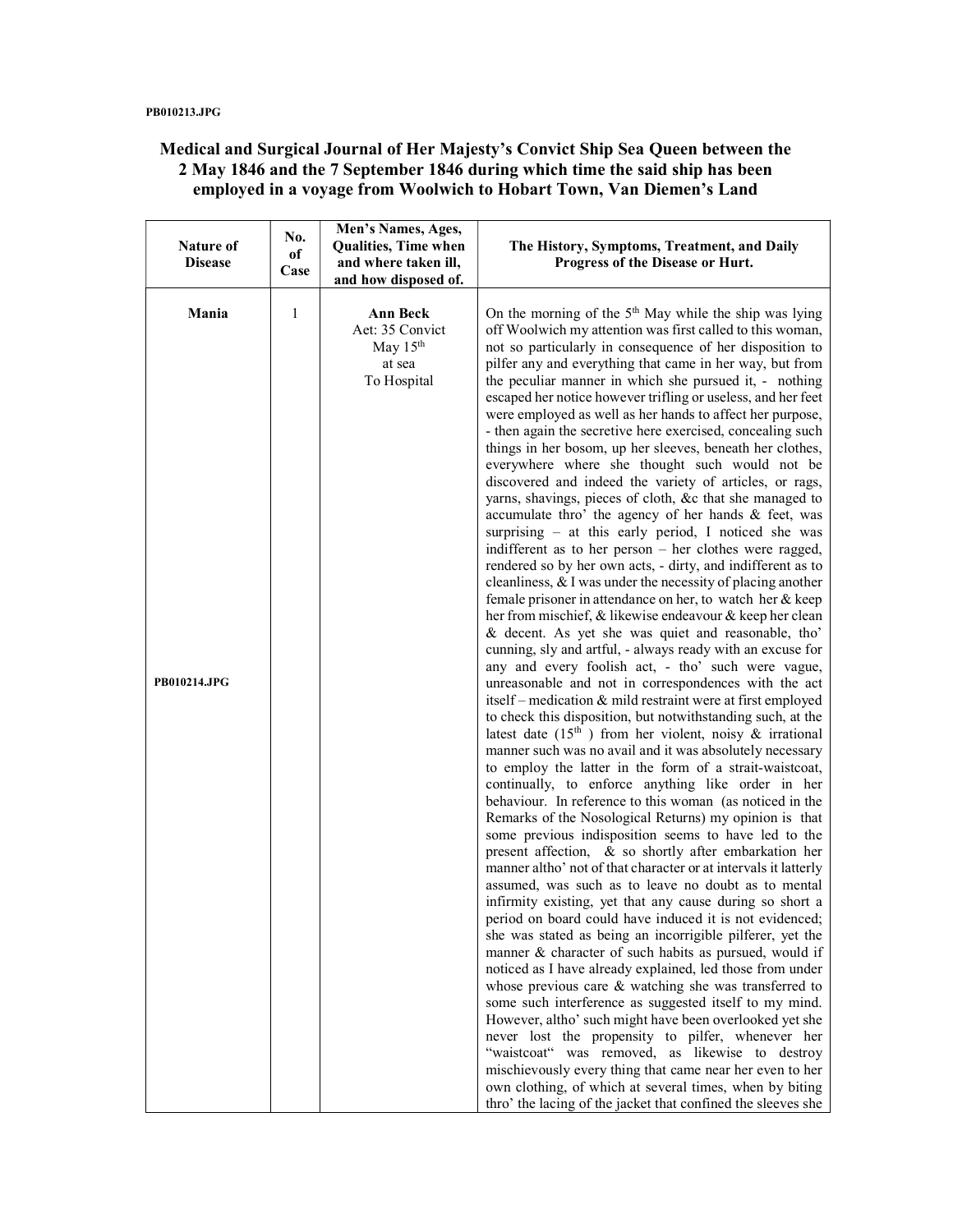PB010213.JPG

## Medical and Surgical Journal of Her Majesty's Convict Ship Sea Queen between the 2 May 1846 and the 7 September 1846 during which time the said ship has been employed in a voyage from Woolwich to Hobart Town, Van Diemen's Land

| Nature of Disease | No. of Case | Men's Names, Ages, Qualities, Time when and where taken ill, and how disposed of. | The History, Symptoms, Treatment, and Daily Progress of the Disease or Hurt. |
|---|---|---|---|
| **Mania**<br><br>PB010214.JPG | 1 | **Ann Beck**<br>Aet: 35 Convict<br>May 15th<br>at sea<br>To Hospital | On the morning of the 5th May while the ship was lying off Woolwich my attention was first called to this woman, not so particularly in consequence of her disposition to pilfer any and everything that came in her way, but from the peculiar manner in which she pursued it, - nothing escaped her notice however trifling or useless, and her feet were employed as well as her hands to affect her purpose, - then again the secretive here exercised, concealing such things in her bosom, up her sleeves, beneath her clothes, everywhere where she thought such would not be discovered and indeed the variety of articles, or rags, yarns, shavings, pieces of cloth, &c that she managed to accumulate thro' the agency of her hands & feet, was surprising – at this early period, I noticed she was indifferent as to her person – her clothes were ragged, rendered so by her own acts, - dirty, and indifferent as to cleanliness, & I was under the necessity of placing another female prisoner in attendance on her, to watch her & keep her from mischief, & likewise endeavour & keep her clean & decent. As yet she was quiet and reasonable, tho' cunning, sly and artful, - always ready with an excuse for any and every foolish act, - tho' such were vague, unreasonable and not in correspondences with the act itself – medication & mild restraint were at first employed to check this disposition, but notwithstanding such, at the latest date (15th ) from her violent, noisy & irrational manner such was no avail and it was absolutely necessary to employ the latter in the form of a strait-waistcoat, continually, to enforce anything like order in her behaviour. In reference to this woman (as noticed in the Remarks of the Nosological Returns) my opinion is that some previous indisposition seems to have led to the present affection, & so shortly after embarkation her manner altho' not of that character or at intervals it latterly assumed, was such as to leave no doubt as to mental infirmity existing, yet that any cause during so short a period on board could have induced it is not evidenced; she was stated as being an incorrigible pilferer, yet the manner & character of such habits as pursued, would if noticed as I have already explained, led those from under whose previous care & watching she was transferred to some such interference as suggested itself to my mind. However, altho' such might have been overlooked yet she never lost the propensity to pilfer, whenever her "waistcoat" was removed, as likewise to destroy mischievously every thing that came near her even to her own clothing, of which at several times, when by biting thro' the lacing of the jacket that confined the sleeves she |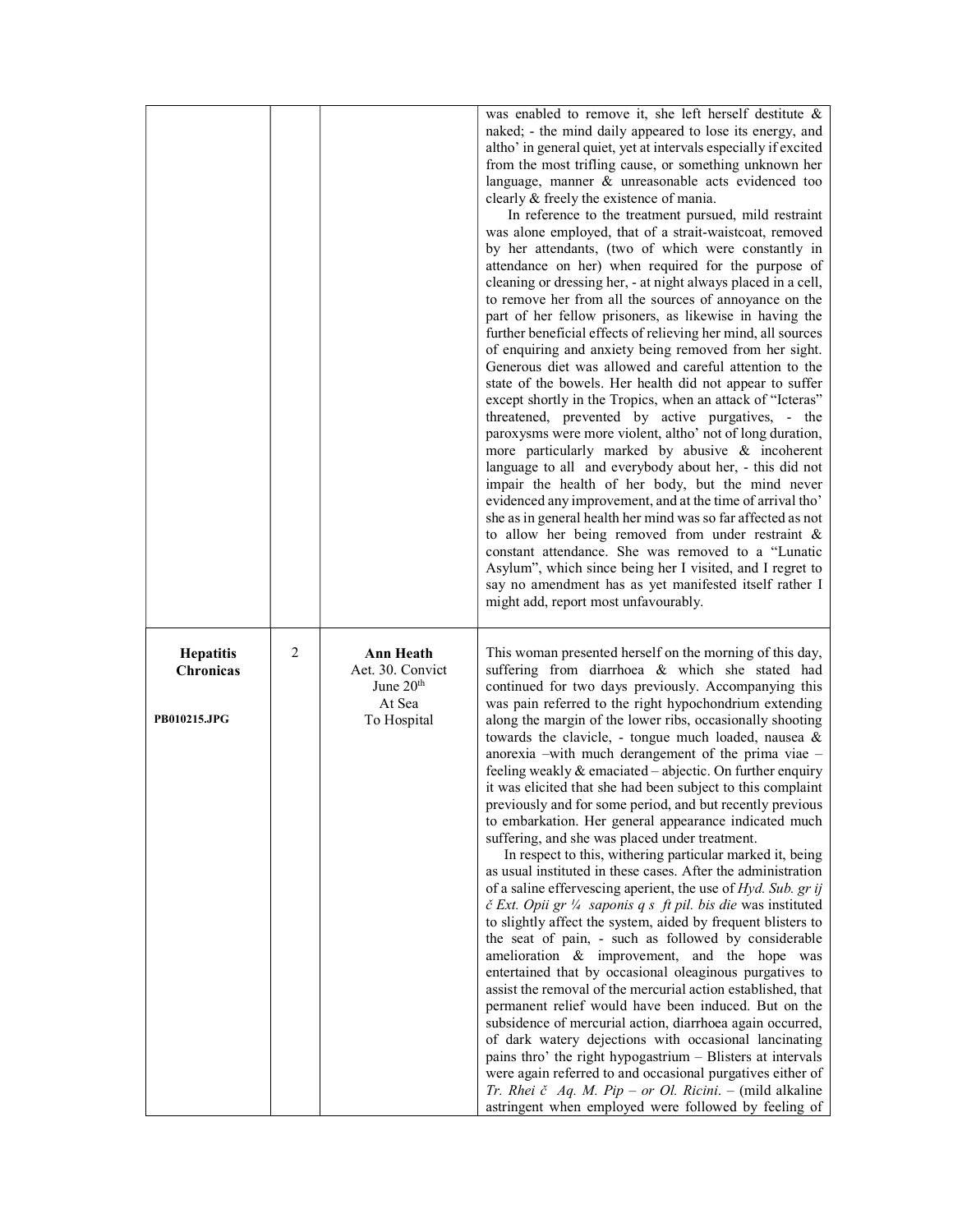| | | | |
|---|---|---|---|
| | | | was enabled to remove it, she left herself destitute & naked; - the mind daily appeared to lose its energy, and altho' in general quiet, yet at intervals especially if excited from the most trifling cause, or something unknown her language, manner & unreasonable acts evidenced too clearly & freely the existence of mania.<br>In reference to the treatment pursued, mild restraint was alone employed, that of a strait-waistcoat, removed by her attendants, (two of which were constantly in attendance on her) when required for the purpose of cleaning or dressing her, - at night always placed in a cell, to remove her from all the sources of annoyance on the part of her fellow prisoners, as likewise in having the further beneficial effects of relieving her mind, all sources of enquiring and anxiety being removed from her sight. Generous diet was allowed and careful attention to the state of the bowels. Her health did not appear to suffer except shortly in the Tropics, when an attack of "Icteras" threatened, prevented by active purgatives, - the paroxysms were more violent, altho' not of long duration, more particularly marked by abusive & incoherent language to all and everybody about her, - this did not impair the health of her body, but the mind never evidenced any improvement, and at the time of arrival tho' she as in general health her mind was so far affected as not to allow her being removed from under restraint & constant attendance. She was removed to a "Lunatic Asylum", which since being her I visited, and I regret to say no amendment has as yet manifested itself rather I might add, report most unfavourably. |
| **Hepatitis Chronicas**<br><br>**PB010215.JPG** | 2 | **Ann Heath**<br>Aet. 30. Convict<br>June 20th<br>At Sea<br>To Hospital | This woman presented herself on the morning of this day, suffering from diarrhoea & which she stated had continued for two days previously. Accompanying this was pain referred to the right hypochondrium extending along the margin of the lower ribs, occasionally shooting towards the clavicle, - tongue much loaded, nausea & anorexia –with much derangement of the prima viae – feeling weakly & emaciated – abjectic. On further enquiry it was elicited that she had been subject to this complaint previously and for some period, and but recently previous to embarkation. Her general appearance indicated much suffering, and she was placed under treatment.<br>In respect to this, withering particular marked it, being as usual instituted in these cases. After the administration of a saline effervescing aperient, the use of *Hyd. Sub. gr ij č Ext. Opii gr ¼ saponis q s ft pil. bis die* was instituted to slightly affect the system, aided by frequent blisters to the seat of pain, - such as followed by considerable amelioration & improvement, and the hope was entertained that by occasional oleaginous purgatives to assist the removal of the mercurial action established, that permanent relief would have been induced. But on the subsidence of mercurial action, diarrhoea again occurred, of dark watery dejections with occasional lancinating pains thro' the right hypogastrium – Blisters at intervals were again referred to and occasional purgatives either of *Tr. Rhei č Aq. M. Pip – or Ol. Ricini*. – (mild alkaline astringent when employed were followed by feeling of |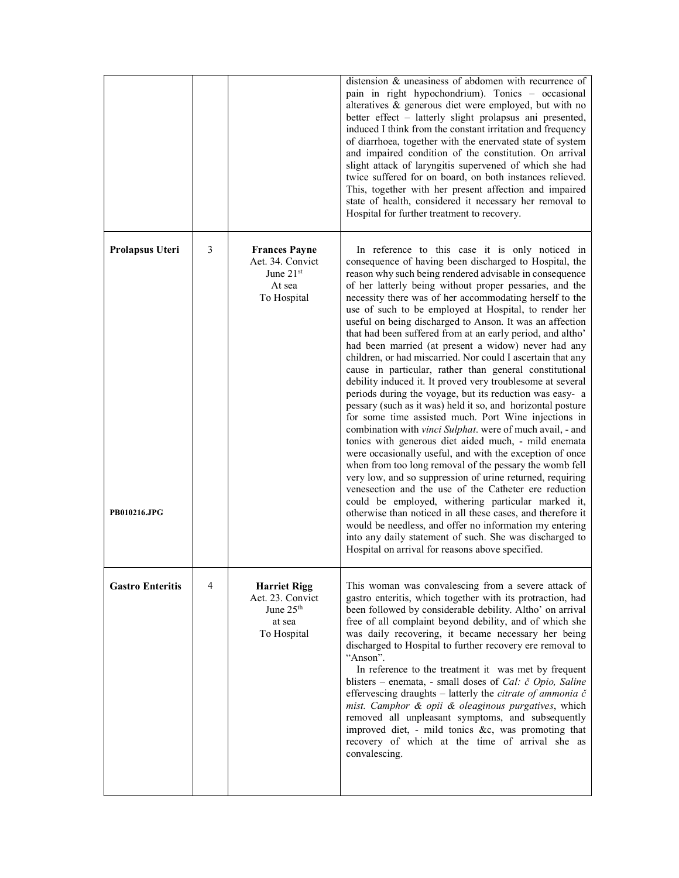| | | | |
|---|---|---|---|
| | | | distension & uneasiness of abdomen with recurrence of pain in right hypochondrium). Tonics – occasional alteratives & generous diet were employed, but with no better effect – latterly slight prolapsus ani presented, induced I think from the constant irritation and frequency of diarrhoea, together with the enervated state of system and impaired condition of the constitution. On arrival slight attack of laryngitis supervened of which she had twice suffered for on board, on both instances relieved. This, together with her present affection and impaired state of health, considered it necessary her removal to Hospital for further treatment to recovery. |
| **Prolapsus Uteri**<br><br>**PB010216.JPG** | 3 | **Frances Payne**<br>Aet. 34. Convict<br>June 21st<br>At sea<br>To Hospital | In reference to this case it is only noticed in consequence of having been discharged to Hospital, the reason why such being rendered advisable in consequence of her latterly being without proper pessaries, and the necessity there was of her accommodating herself to the use of such to be employed at Hospital, to render her useful on being discharged to Anson. It was an affection that had been suffered from at an early period, and altho' had been married (at present a widow) never had any children, or had miscarried. Nor could I ascertain that any cause in particular, rather than general constitutional debility induced it. It proved very troublesome at several periods during the voyage, but its reduction was easy- a pessary (such as it was) held it so, and horizontal posture for some time assisted much. Port Wine injections in combination with *vinci Sulphat*. were of much avail, - and tonics with generous diet aided much, - mild enemata were occasionally useful, and with the exception of once when from too long removal of the pessary the womb fell very low, and so suppression of urine returned, requiring venesection and the use of the Catheter ere reduction could be employed, withering particular marked it, otherwise than noticed in all these cases, and therefore it would be needless, and offer no information my entering into any daily statement of such. She was discharged to Hospital on arrival for reasons above specified. |
| **Gastro Enteritis** | 4 | **Harriet Rigg**<br>Aet. 23. Convict<br>June 25th<br>at sea<br>To Hospital | This woman was convalescing from a severe attack of gastro enteritis, which together with its protraction, had been followed by considerable debility. Altho' on arrival free of all complaint beyond debility, and of which she was daily recovering, it became necessary her being discharged to Hospital to further recovery ere removal to "Anson".<br>In reference to the treatment it was met by frequent blisters – enemata, - small doses of *Cal: č Opio, Saline* effervescing draughts – latterly the *citrate of ammonia č mist. Camphor & opii & oleaginous purgatives*, which removed all unpleasant symptoms, and subsequently improved diet, - mild tonics &c, was promoting that recovery of which at the time of arrival she as convalescing. |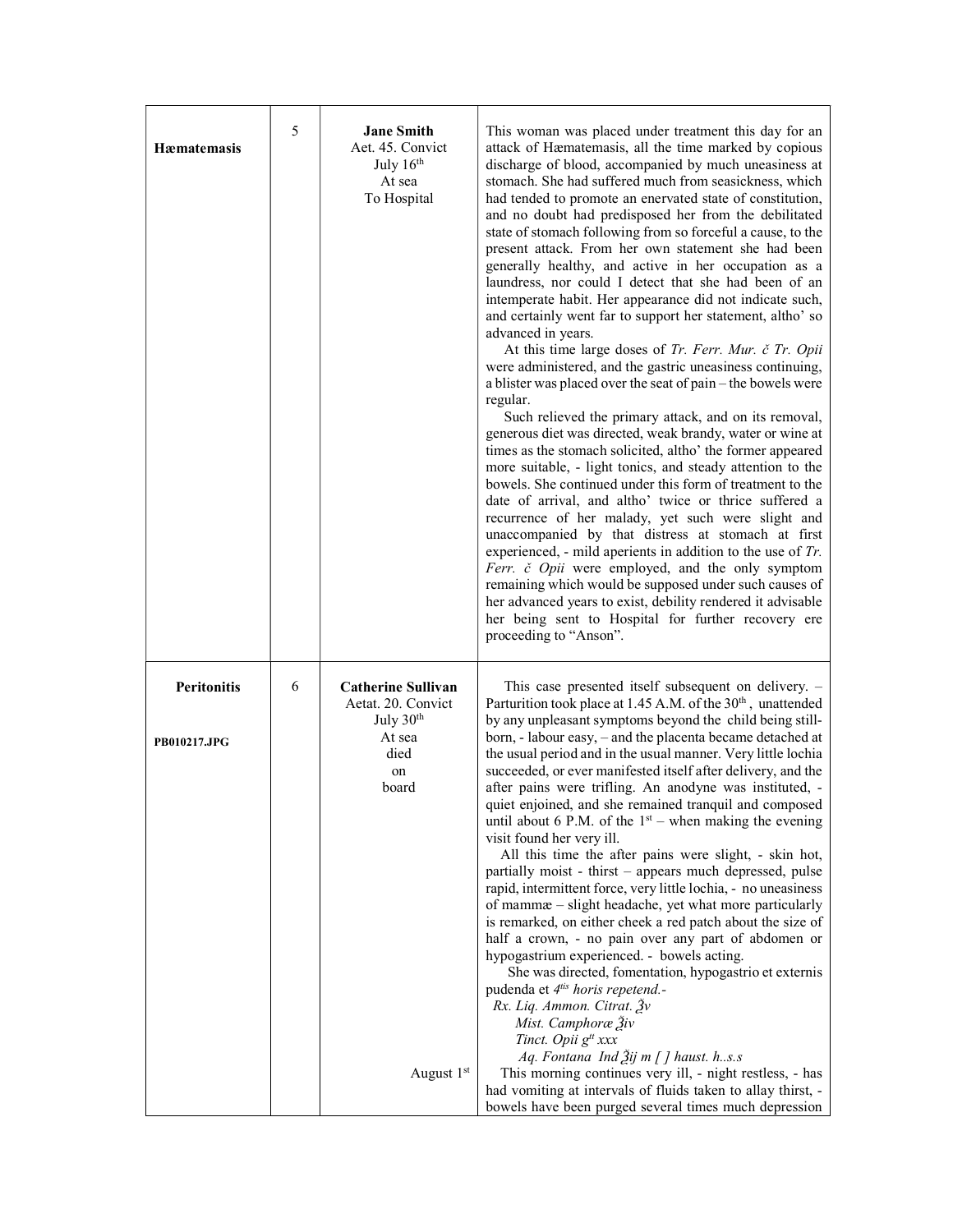| | | | |
|---|---|---|---|
| **Hæmatemasis** | 5 | **Jane Smith**<br>Aet. 45. Convict<br>July 16th<br>At sea<br>To Hospital | This woman was placed under treatment this day for an attack of Hæmatemasis, all the time marked by copious discharge of blood, accompanied by much uneasiness at stomach. She had suffered much from seasickness, which had tended to promote an enervated state of constitution, and no doubt had predisposed her from the debilitated state of stomach following from so forceful a cause, to the present attack. From her own statement she had been generally healthy, and active in her occupation as a laundress, nor could I detect that she had been of an intemperate habit. Her appearance did not indicate such, and certainly went far to support her statement, altho' so advanced in years.<br>At this time large doses of *Tr. Ferr. Mur. č Tr. Opii* were administered, and the gastric uneasiness continuing, a blister was placed over the seat of pain – the bowels were regular.<br>Such relieved the primary attack, and on its removal, generous diet was directed, weak brandy, water or wine at times as the stomach solicited, altho' the former appeared more suitable, - light tonics, and steady attention to the bowels. She continued under this form of treatment to the date of arrival, and altho' twice or thrice suffered a recurrence of her malady, yet such were slight and unaccompanied by that distress at stomach at first experienced, - mild aperients in addition to the use of *Tr. Ferr. č Opii* were employed, and the only symptom remaining which would be supposed under such causes of her advanced years to exist, debility rendered it advisable her being sent to Hospital for further recovery ere proceeding to "Anson". |
| **Peritonitis**<br><br>**PB010217.JPG** | 6 | **Catherine Sullivan**<br>Aetat. 20. Convict<br>July 30th<br>At sea<br>died<br>on<br>board<br><br><br><br><br><br><br><br><br><br><br><br><br><br>August 1st | This case presented itself subsequent on delivery. – Parturition took place at 1.45 A.M. of the 30th, unattended by any unpleasant symptoms beyond the child being still-born, - labour easy, – and the placenta became detached at the usual period and in the usual manner. Very little lochia succeeded, or ever manifested itself after delivery, and the after pains were trifling. An anodyne was instituted, - quiet enjoined, and she remained tranquil and composed until about 6 P.M. of the 1st – when making the evening visit found her very ill.<br>All this time the after pains were slight, - skin hot, partially moist - thirst – appears much depressed, pulse rapid, intermittent force, very little lochia, - no uneasiness of mammæ – slight headache, yet what more particularly is remarked, on either cheek a red patch about the size of half a crown, - no pain over any part of abdomen or hypogastrium experienced. - bowels acting.<br>She was directed, fomentation, hypogastrio et externis pudenda et *4tis horis repetend.-*<br>*Rx. Liq. Ammon. Citrat. ℥v*<br>*Mist. Camphoræ ℥iv*<br>*Tinct. Opii gtt xxx*<br>*Aq. Fontana Ind ℥ij m [ ] haust. h..s.s*<br>This morning continues very ill, - night restless, - has had vomiting at intervals of fluids taken to allay thirst, - bowels have been purged several times much depression |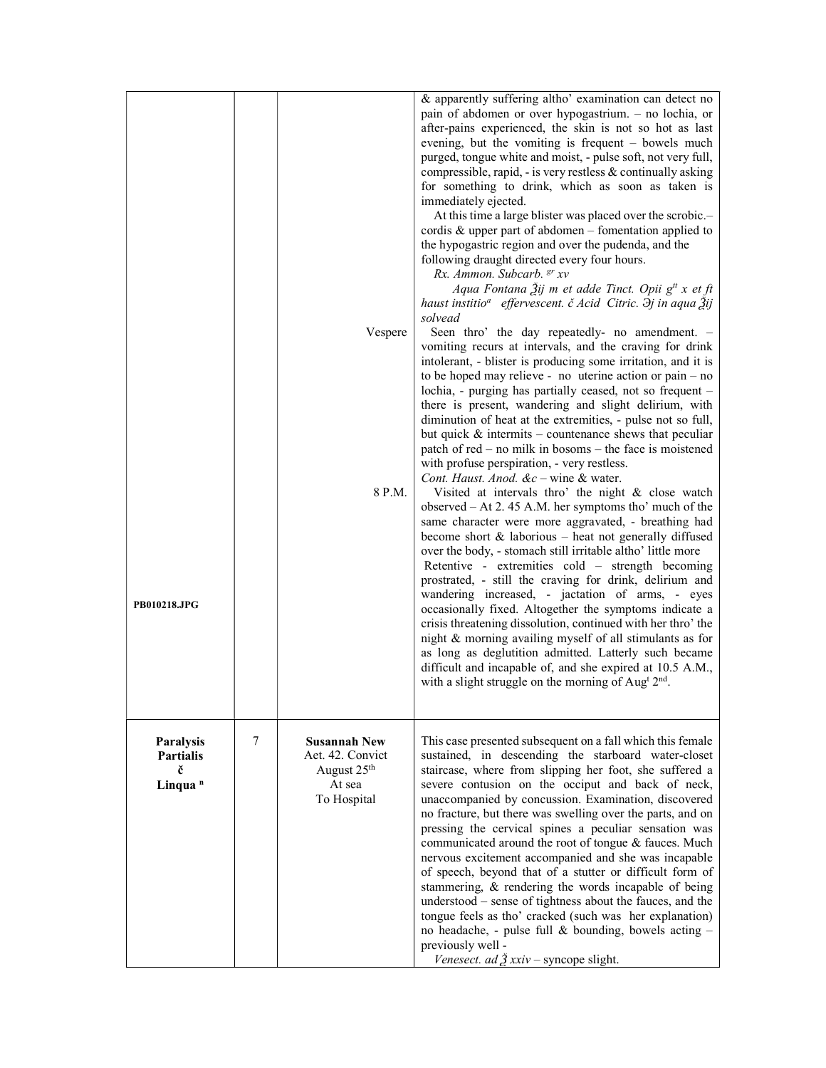| | | | |
|---|---|---|---|
| PB010218.JPG | | Vespere<br><br>8 P.M. | & apparently suffering altho' examination can detect no pain of abdomen or over hypogastrium. – no lochia, or after-pains experienced, the skin is not so hot as last evening, but the vomiting is frequent – bowels much purged, tongue white and moist, - pulse soft, not very full, compressible, rapid, - is very restless & continually asking for something to drink, which as soon as taken is immediately ejected.<br>At this time a large blister was placed over the scrobic.– cordis & upper part of abdomen – fomentation applied to the hypogastric region and over the pudenda, and the following draught directed every four hours.<br>*Rx. Ammon. Subcarb. gr xv*<br>*Aqua Fontana ℥ij m et adde Tinct. Opii gtt x et ft haust institio[a] effervescent. č Acid Citric. ℈j in aqua ℥ij solvead*<br>Seen thro' the day repeatedly- no amendment. – vomiting recurs at intervals, and the craving for drink intolerant, - blister is producing some irritation, and it is to be hoped may relieve - no uterine action or pain – no lochia, - purging has partially ceased, not so frequent – there is present, wandering and slight delirium, with diminution of heat at the extremities, - pulse not so full, but quick & intermits – countenance shews that peculiar patch of red – no milk in bosoms – the face is moistened with profuse perspiration, - very restless.<br>*Cont. Haust. Anod. &c* – wine & water.<br>Visited at intervals thro' the night & close watch observed – At 2. 45 A.M. her symptoms tho' much of the same character were more aggravated, - breathing had become short & laborious – heat not generally diffused over the body, - stomach still irritable altho' little more Retentive - extremities cold – strength becoming prostrated, - still the craving for drink, delirium and wandering increased, - jactation of arms, - eyes occasionally fixed. Altogether the symptoms indicate a crisis threatening dissolution, continued with her thro' the night & morning availing myself of all stimulants as for as long as deglutition admitted. Latterly such became difficult and incapable of, and she expired at 10.5 A.M., with a slight struggle on the morning of Aug[t] 2[nd]. |
| **Paralysis Partialis č Linqua [n]** | 7 | **Susannah New**<br>Aet. 42. Convict<br>August 25[th]<br>At sea<br>To Hospital | This case presented subsequent on a fall which this female sustained, in descending the starboard water-closet staircase, where from slipping her foot, she suffered a severe contusion on the occiput and back of neck, unaccompanied by concussion. Examination, discovered no fracture, but there was swelling over the parts, and on pressing the cervical spines a peculiar sensation was communicated around the root of tongue & fauces. Much nervous excitement accompanied and she was incapable of speech, beyond that of a stutter or difficult form of stammering, & rendering the words incapable of being understood – sense of tightness about the fauces, and the tongue feels as tho' cracked (such was her explanation) no headache, - pulse full & bounding, bowels acting – previously well -<br>*Venesect. ad ℥ xxiv* – syncope slight. |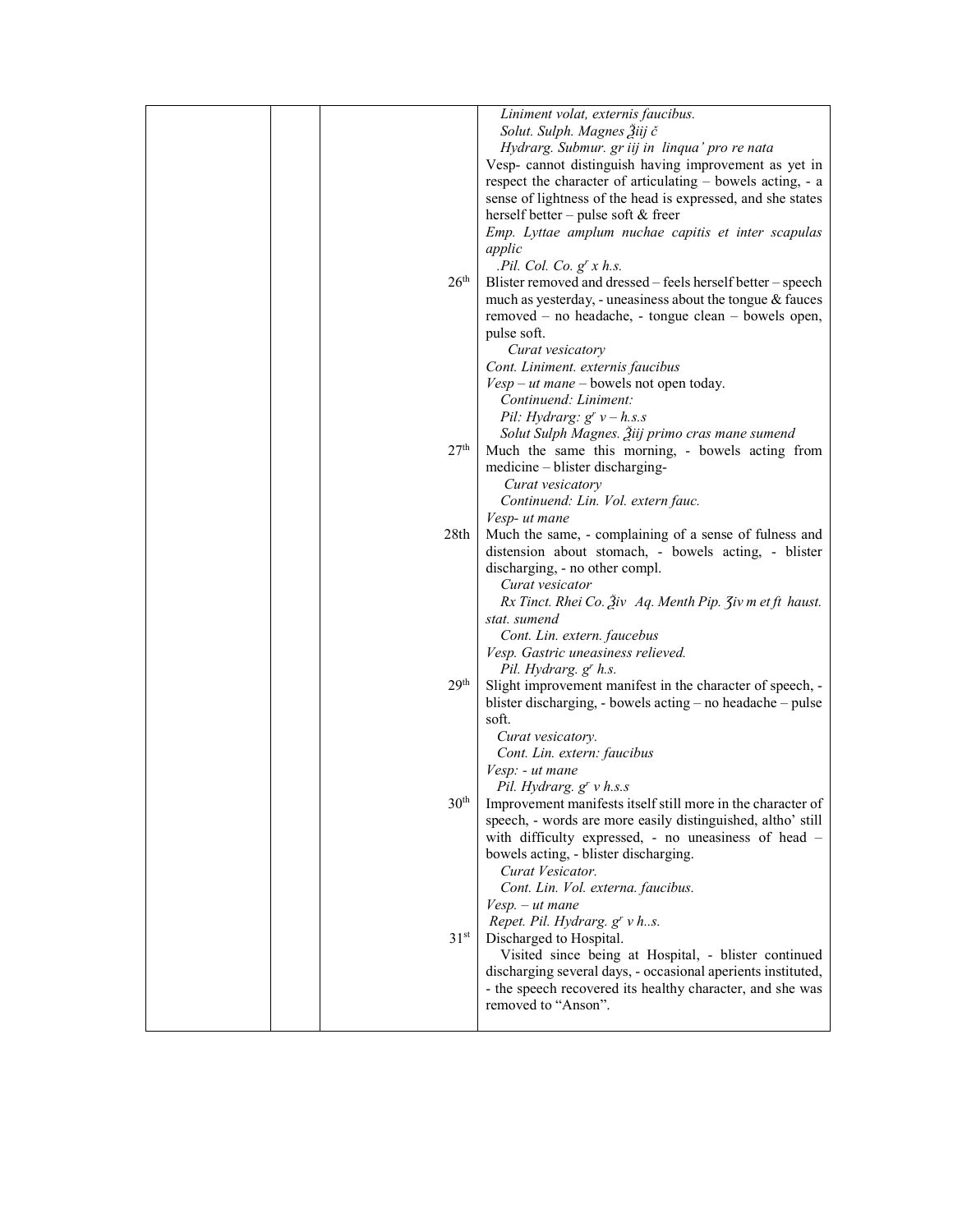| | | | |
|---|---|---|---|
| | | | *Liniment volat, externis faucibus.*<br>*Solut. Sulph. Magnes ℥iij č*<br>*Hydrarg. Submur. gr iij in linqua' pro re nata*<br>Vesp- cannot distinguish having improvement as yet in respect the character of articulating – bowels acting, - a sense of lightness of the head is expressed, and she states herself better – pulse soft & freer<br>*Emp. Lyttae amplum nuchae capitis et inter scapulas applic*<br>*.Pil. Col. Co. gʳ x h.s.* |
| | | 26th | Blister removed and dressed – feels herself better – speech much as yesterday, - uneasiness about the tongue & fauces removed – no headache, - tongue clean – bowels open, pulse soft.<br>*Curat vesicatory*<br>*Cont. Liniment. externis faucibus*<br>*Vesp – ut mane* – bowels not open today.<br>*Continuend: Liniment:*<br>*Pil: Hydrarg: gʳ v – h.s.s*<br>*Solut Sulph Magnes. ℥iij primo cras mane sumend* |
| | | 27th | Much the same this morning, - bowels acting from medicine – blister discharging-<br>*Curat vesicatory*<br>*Continuend: Lin. Vol. extern fauc.*<br>*Vesp- ut mane* |
| | | 28th | Much the same, - complaining of a sense of fulness and distension about stomach, - bowels acting, - blister discharging, - no other compl.<br>*Curat vesicator*<br>*Rx Tinct. Rhei Co. ℥iv Aq. Menth Pip. ʒiv m et ft haust. stat. sumend*<br>*Cont. Lin. extern. faucebus*<br>*Vesp. Gastric uneasiness relieved.*<br>*Pil. Hydrarg. gʳ h.s.* |
| | | 29th | Slight improvement manifest in the character of speech, - blister discharging, - bowels acting – no headache – pulse soft.<br>*Curat vesicatory.*<br>*Cont. Lin. extern: faucibus*<br>*Vesp: - ut mane*<br>*Pil. Hydrarg. gʳ v h.s.s* |
| | | 30th | Improvement manifests itself still more in the character of speech, - words are more easily distinguished, altho' still with difficulty expressed, - no uneasiness of head – bowels acting, - blister discharging.<br>*Curat Vesicator.*<br>*Cont. Lin. Vol. externa. faucibus.*<br>*Vesp. – ut mane*<br>*Repet. Pil. Hydrarg. gʳ v h..s.* |
| | | 31st | Discharged to Hospital.<br>Visited since being at Hospital, - blister continued discharging several days, - occasional aperients instituted, - the speech recovered its healthy character, and she was removed to "Anson". |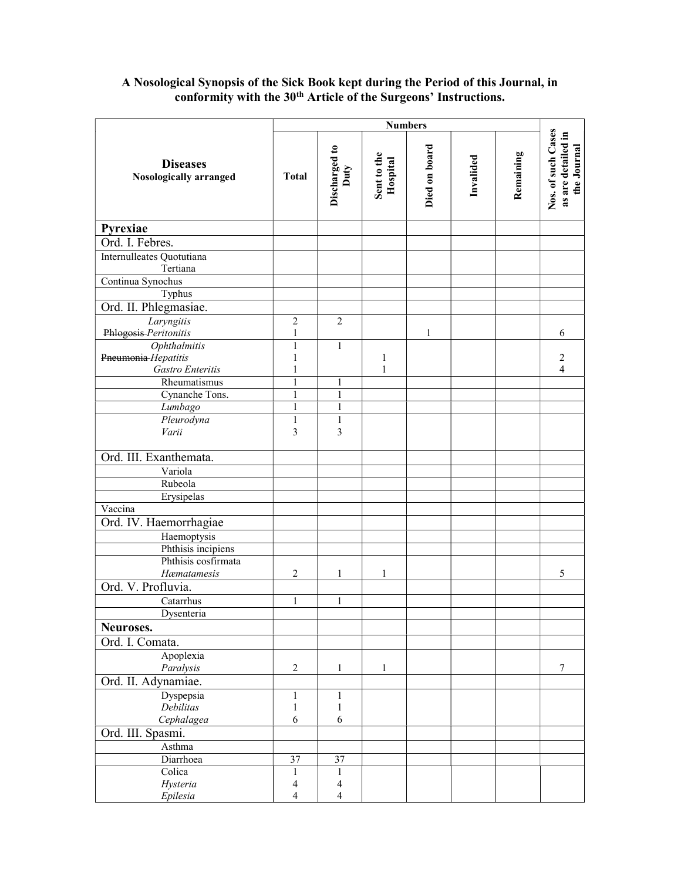**A Nosological Synopsis of the Sick Book kept during the Period of this Journal, in conformity with the 30th Article of the Surgeons' Instructions.**

| **Diseases** Nosologically arranged | **Numbers** | | | | | | **Nos. of such Cases as are detailed in the Journal** |
|---|---|---|---|---|---|---|---|
| | **Total** | **Discharged to Duty** | **Sent to the Hospital** | **Died on board** | **Invalided** | **Remaining** | |
| **Pyrexiae** | | | | | | | |
| Ord. I. Febres. | | | | | | | |
| Internulleates Quotutiana<br>Tertiana | | | | | | | |
| Continua Synochus | | | | | | | |
| Typhus | | | | | | | |
| Ord. II. Phlegmasiae. | | | | | | | |
| *Laryngitis*<br>~~Phlogosis~~ *Peritonitis* | 2<br>1 | 2 | | <br>1 | | | <br>6 |
| *Ophthalmitis*<br>~~Pneumonia~~ *Hepatitis*<br>*Gastro Enteritis* | 1<br>1<br>1 | 1 | <br>1<br>1 | | | | <br>2<br>4 |
| Rheumatismus | 1 | 1 | | | | | |
| Cynanche Tons. | 1 | 1 | | | | | |
| *Lumbago* | 1 | 1 | | | | | |
| *Pleurodyna*<br>*Varii* | 1<br>3 | 1<br>3 | | | | | |
| Ord. III. Exanthemata. | | | | | | | |
| Variola | | | | | | | |
| Rubeola | | | | | | | |
| Erysipelas | | | | | | | |
| Vaccina | | | | | | | |
| Ord. IV. Haemorrhagiae | | | | | | | |
| Haemoptysis | | | | | | | |
| Phthisis incipiens | | | | | | | |
| Phthisis cosfirmata<br>*Hæmatamesis* | <br>2 | <br>1 | <br>1 | | | | <br>5 |
| Ord. V. Profluvia. | | | | | | | |
| Catarrhus | 1 | 1 | | | | | |
| Dysenteria | | | | | | | |
| **Neuroses.** | | | | | | | |
| Ord. I. Comata. | | | | | | | |
| Apoplexia<br>*Paralysis* | <br>2 | <br>1 | <br>1 | | | | <br>7 |
| Ord. II. Adynamiae. | | | | | | | |
| Dyspepsia<br>*Debilitas*<br>*Cephalagea* | 1<br>1<br>6 | 1<br>1<br>6 | | | | | |
| Ord. III. Spasmi. | | | | | | | |
| Asthma | | | | | | | |
| Diarrhoea | 37 | 37 | | | | | |
| Colica<br>*Hysteria*<br>*Epilesia* | 1<br>4<br>4 | 1<br>4<br>4 | | | | | |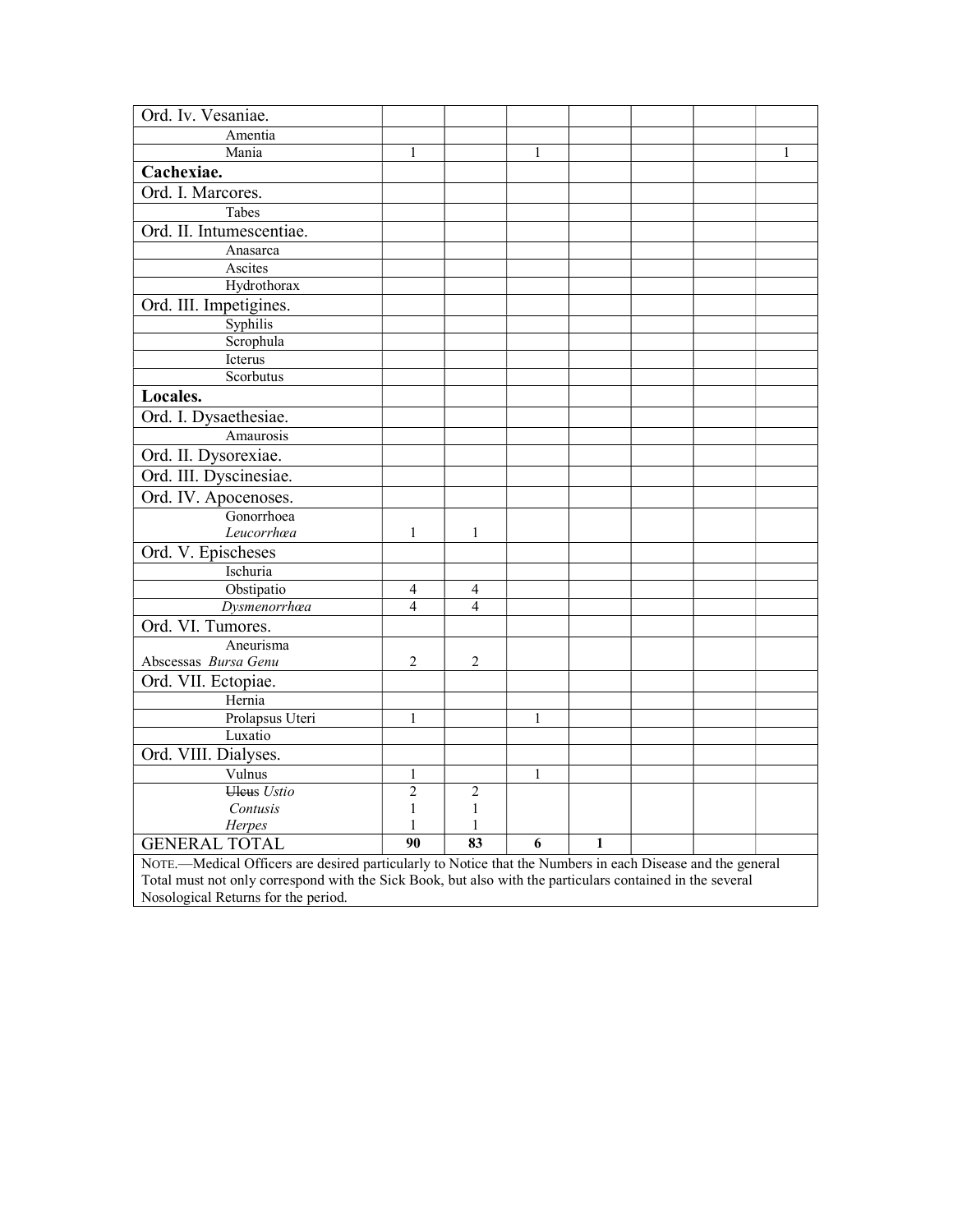| | | | | | | | |
|---|---|---|---|---|---|---|---|
| Ord. Iv. Vesaniae. | | | | | | | |
| Amentia | | | | | | | |
| Mania | 1 | | 1 | | | | 1 |
| **Cachexiae.** | | | | | | | |
| Ord. I. Marcores. | | | | | | | |
| Tabes | | | | | | | |
| Ord. II. Intumescentiae. | | | | | | | |
| Anasarca | | | | | | | |
| Ascites | | | | | | | |
| Hydrothorax | | | | | | | |
| Ord. III. Impetigines. | | | | | | | |
| Syphilis | | | | | | | |
| Scrophula | | | | | | | |
| Icterus | | | | | | | |
| Scorbutus | | | | | | | |
| **Locales.** | | | | | | | |
| Ord. I. Dysaethesiae. | | | | | | | |
| Amaurosis | | | | | | | |
| Ord. II. Dysorexiae. | | | | | | | |
| Ord. III. Dyscinesiae. | | | | | | | |
| Ord. IV. Apocenoses. | | | | | | | |
| Gonorrhoea *Leucorrhœa* | 1 | 1 | | | | | |
| Ord. V. Epischeses | | | | | | | |
| Ischuria | | | | | | | |
| Obstipatio | 4 | 4 | | | | | |
| *Dysmenorrhœa* | 4 | 4 | | | | | |
| Ord. VI. Tumores. | | | | | | | |
| Aneurisma Abscessas *Bursa Genu* | 2 | 2 | | | | | |
| Ord. VII. Ectopiae. | | | | | | | |
| Hernia | | | | | | | |
| Prolapsus Uteri | 1 | | 1 | | | | |
| Luxatio | | | | | | | |
| Ord. VIII. Dialyses. | | | | | | | |
| Vulnus | 1 | | 1 | | | | |
| ~~Ulcus~~ *Ustio* *Contusis* *Herpes* | 2 1 1 | 2 1 1 | | | | | |
| GENERAL TOTAL | **90** | **83** | **6** | **1** | | | |

NOTE.—Medical Officers are desired particularly to Notice that the Numbers in each Disease and the general Total must not only correspond with the Sick Book, but also with the particulars contained in the several Nosological Returns for the period.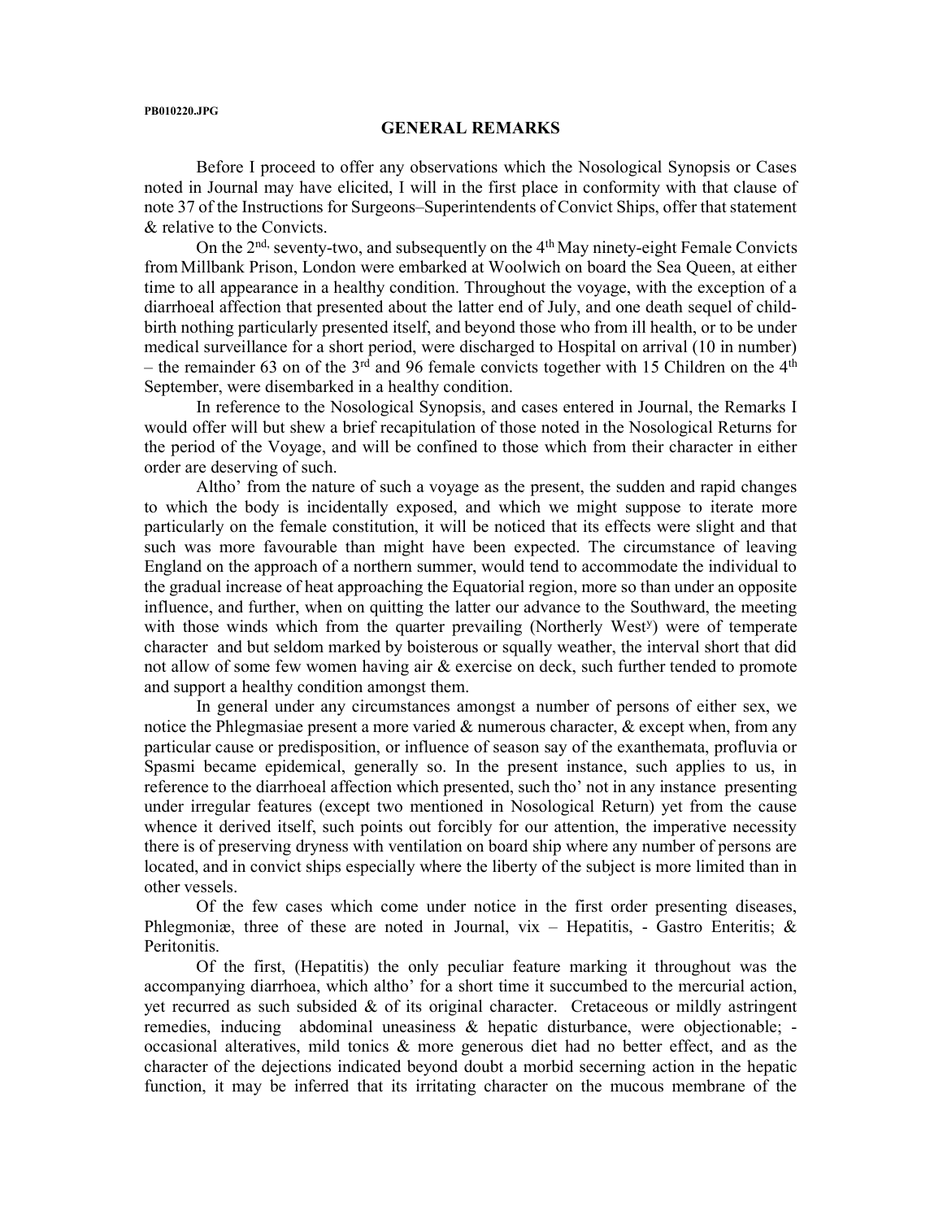PB010220.JPG

## GENERAL REMARKS

Before I proceed to offer any observations which the Nosological Synopsis or Cases noted in Journal may have elicited, I will in the first place in conformity with that clause of note 37 of the Instructions for Surgeons–Superintendents of Convict Ships, offer that statement & relative to the Convicts.

On the 2nd, seventy-two, and subsequently on the 4th May ninety-eight Female Convicts from Millbank Prison, London were embarked at Woolwich on board the Sea Queen, at either time to all appearance in a healthy condition. Throughout the voyage, with the exception of a diarrhoeal affection that presented about the latter end of July, and one death sequel of child-birth nothing particularly presented itself, and beyond those who from ill health, or to be under medical surveillance for a short period, were discharged to Hospital on arrival (10 in number) – the remainder 63 on of the 3rd and 96 female convicts together with 15 Children on the 4th September, were disembarked in a healthy condition.

In reference to the Nosological Synopsis, and cases entered in Journal, the Remarks I would offer will but shew a brief recapitulation of those noted in the Nosological Returns for the period of the Voyage, and will be confined to those which from their character in either order are deserving of such.

Altho' from the nature of such a voyage as the present, the sudden and rapid changes to which the body is incidentally exposed, and which we might suppose to iterate more particularly on the female constitution, it will be noticed that its effects were slight and that such was more favourable than might have been expected. The circumstance of leaving England on the approach of a northern summer, would tend to accommodate the individual to the gradual increase of heat approaching the Equatorial region, more so than under an opposite influence, and further, when on quitting the latter our advance to the Southward, the meeting with those winds which from the quarter prevailing (Northerly Westy) were of temperate character and but seldom marked by boisterous or squally weather, the interval short that did not allow of some few women having air & exercise on deck, such further tended to promote and support a healthy condition amongst them.

In general under any circumstances amongst a number of persons of either sex, we notice the Phlegmasiae present a more varied & numerous character, & except when, from any particular cause or predisposition, or influence of season say of the exanthemata, profluvia or Spasmi became epidemical, generally so. In the present instance, such applies to us, in reference to the diarrhoeal affection which presented, such tho' not in any instance presenting under irregular features (except two mentioned in Nosological Return) yet from the cause whence it derived itself, such points out forcibly for our attention, the imperative necessity there is of preserving dryness with ventilation on board ship where any number of persons are located, and in convict ships especially where the liberty of the subject is more limited than in other vessels.

Of the few cases which come under notice in the first order presenting diseases, Phlegmoniæ, three of these are noted in Journal, vix – Hepatitis, - Gastro Enteritis; & Peritonitis.

Of the first, (Hepatitis) the only peculiar feature marking it throughout was the accompanying diarrhoea, which altho' for a short time it succumbed to the mercurial action, yet recurred as such subsided & of its original character. Cretaceous or mildly astringent remedies, inducing abdominal uneasiness & hepatic disturbance, were objectionable; - occasional alteratives, mild tonics & more generous diet had no better effect, and as the character of the dejections indicated beyond doubt a morbid secerning action in the hepatic function, it may be inferred that its irritating character on the mucous membrane of the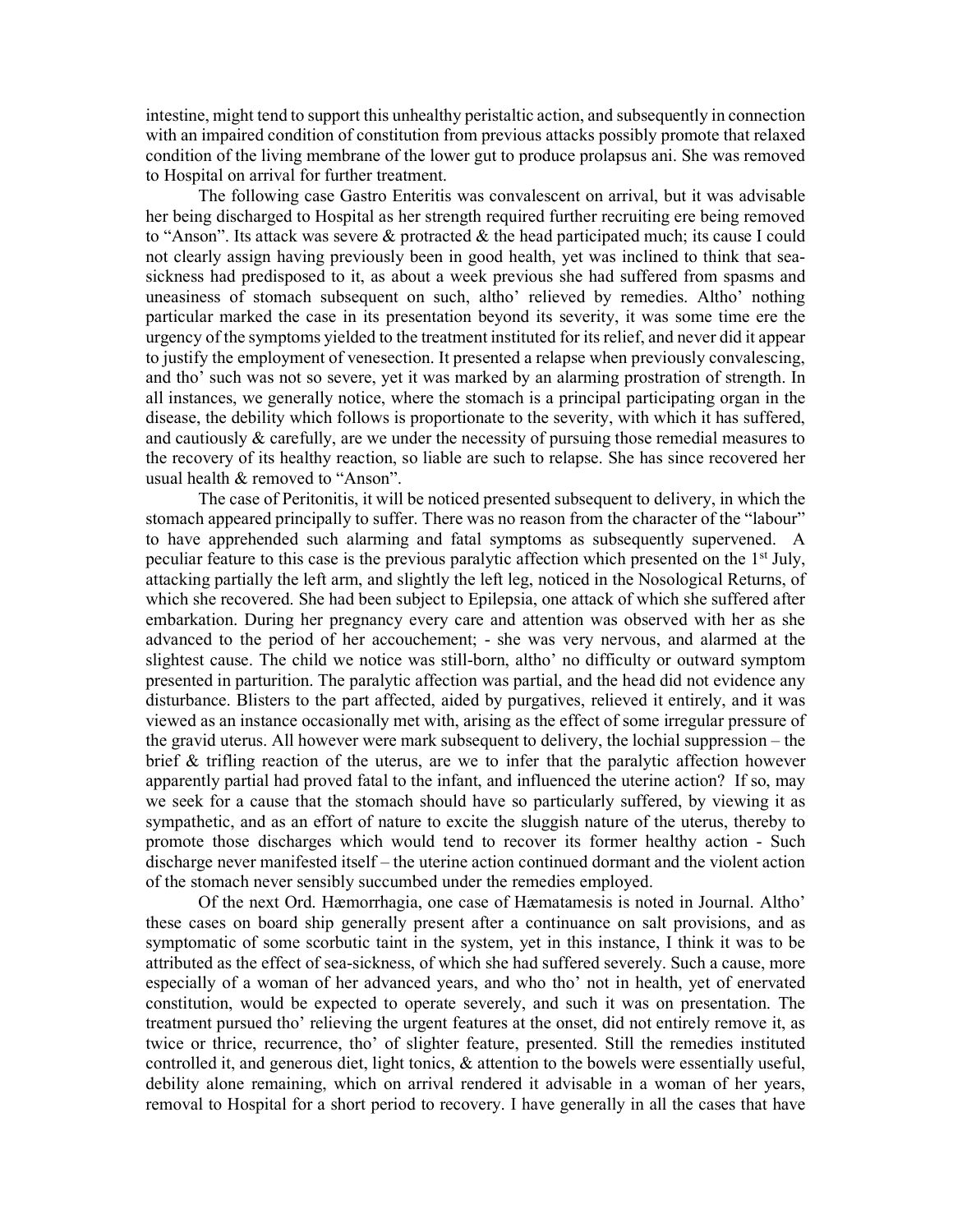intestine, might tend to support this unhealthy peristaltic action, and subsequently in connection with an impaired condition of constitution from previous attacks possibly promote that relaxed condition of the living membrane of the lower gut to produce prolapsus ani. She was removed to Hospital on arrival for further treatment.

The following case Gastro Enteritis was convalescent on arrival, but it was advisable her being discharged to Hospital as her strength required further recruiting ere being removed to "Anson". Its attack was severe & protracted & the head participated much; its cause I could not clearly assign having previously been in good health, yet was inclined to think that sea-sickness had predisposed to it, as about a week previous she had suffered from spasms and uneasiness of stomach subsequent on such, altho' relieved by remedies. Altho' nothing particular marked the case in its presentation beyond its severity, it was some time ere the urgency of the symptoms yielded to the treatment instituted for its relief, and never did it appear to justify the employment of venesection. It presented a relapse when previously convalescing, and tho' such was not so severe, yet it was marked by an alarming prostration of strength. In all instances, we generally notice, where the stomach is a principal participating organ in the disease, the debility which follows is proportionate to the severity, with which it has suffered, and cautiously & carefully, are we under the necessity of pursuing those remedial measures to the recovery of its healthy reaction, so liable are such to relapse. She has since recovered her usual health & removed to "Anson".

The case of Peritonitis, it will be noticed presented subsequent to delivery, in which the stomach appeared principally to suffer. There was no reason from the character of the "labour" to have apprehended such alarming and fatal symptoms as subsequently supervened. A peculiar feature to this case is the previous paralytic affection which presented on the 1st July, attacking partially the left arm, and slightly the left leg, noticed in the Nosological Returns, of which she recovered. She had been subject to Epilepsia, one attack of which she suffered after embarkation. During her pregnancy every care and attention was observed with her as she advanced to the period of her accouchement; - she was very nervous, and alarmed at the slightest cause. The child we notice was still-born, altho' no difficulty or outward symptom presented in parturition. The paralytic affection was partial, and the head did not evidence any disturbance. Blisters to the part affected, aided by purgatives, relieved it entirely, and it was viewed as an instance occasionally met with, arising as the effect of some irregular pressure of the gravid uterus. All however were mark subsequent to delivery, the lochial suppression – the brief & trifling reaction of the uterus, are we to infer that the paralytic affection however apparently partial had proved fatal to the infant, and influenced the uterine action? If so, may we seek for a cause that the stomach should have so particularly suffered, by viewing it as sympathetic, and as an effort of nature to excite the sluggish nature of the uterus, thereby to promote those discharges which would tend to recover its former healthy action - Such discharge never manifested itself – the uterine action continued dormant and the violent action of the stomach never sensibly succumbed under the remedies employed.

Of the next Ord. Hæmorrhagia, one case of Hæmatamesis is noted in Journal. Altho' these cases on board ship generally present after a continuance on salt provisions, and as symptomatic of some scorbutic taint in the system, yet in this instance, I think it was to be attributed as the effect of sea-sickness, of which she had suffered severely. Such a cause, more especially of a woman of her advanced years, and who tho' not in health, yet of enervated constitution, would be expected to operate severely, and such it was on presentation. The treatment pursued tho' relieving the urgent features at the onset, did not entirely remove it, as twice or thrice, recurrence, tho' of slighter feature, presented. Still the remedies instituted controlled it, and generous diet, light tonics, & attention to the bowels were essentially useful, debility alone remaining, which on arrival rendered it advisable in a woman of her years, removal to Hospital for a short period to recovery. I have generally in all the cases that have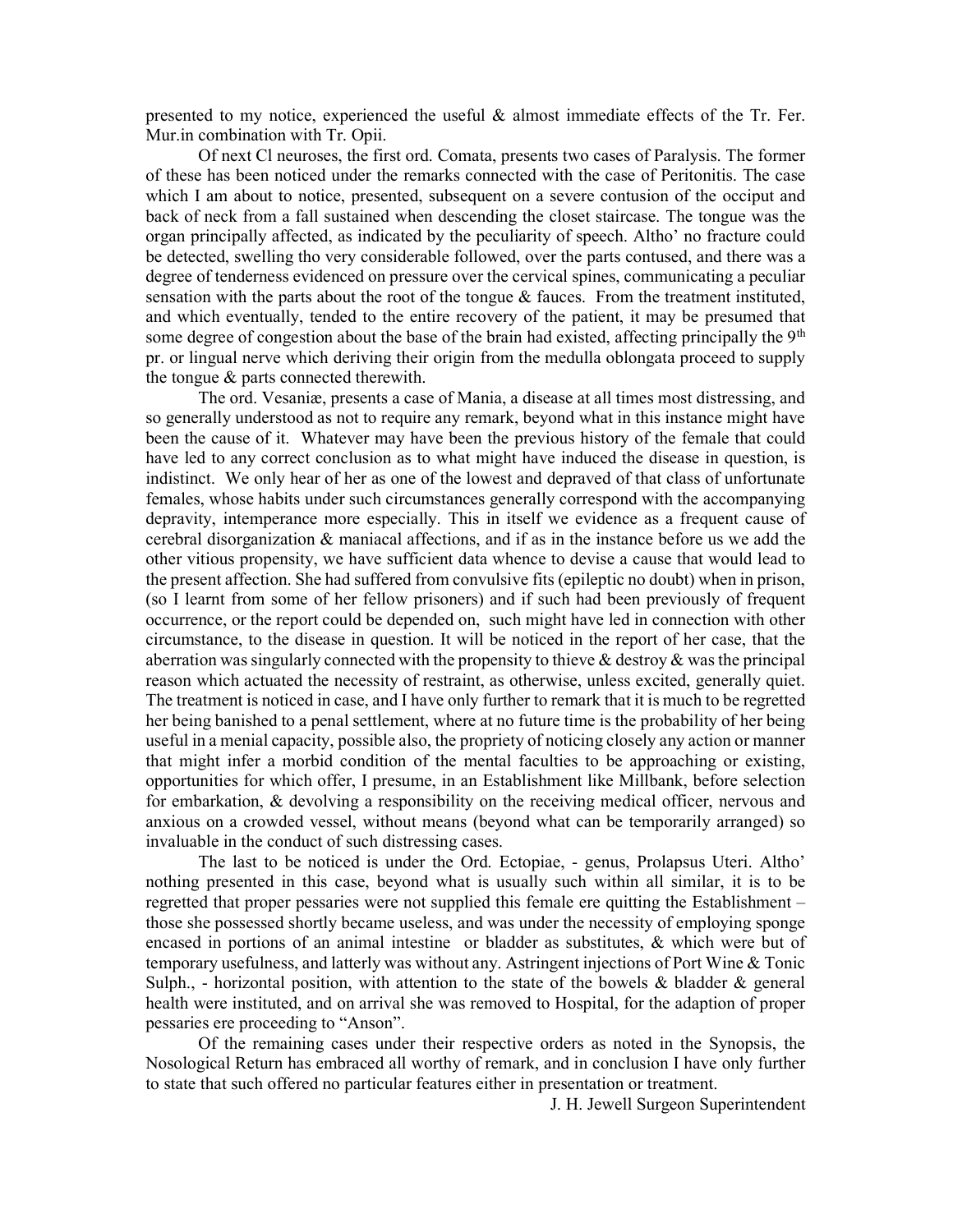presented to my notice, experienced the useful & almost immediate effects of the Tr. Fer. Mur.in combination with Tr. Opii.

Of next Cl neuroses, the first ord. Comata, presents two cases of Paralysis. The former of these has been noticed under the remarks connected with the case of Peritonitis. The case which I am about to notice, presented, subsequent on a severe contusion of the occiput and back of neck from a fall sustained when descending the closet staircase. The tongue was the organ principally affected, as indicated by the peculiarity of speech. Altho' no fracture could be detected, swelling tho very considerable followed, over the parts contused, and there was a degree of tenderness evidenced on pressure over the cervical spines, communicating a peculiar sensation with the parts about the root of the tongue & fauces. From the treatment instituted, and which eventually, tended to the entire recovery of the patient, it may be presumed that some degree of congestion about the base of the brain had existed, affecting principally the 9th pr. or lingual nerve which deriving their origin from the medulla oblongata proceed to supply the tongue & parts connected therewith.

The ord. Vesaniæ, presents a case of Mania, a disease at all times most distressing, and so generally understood as not to require any remark, beyond what in this instance might have been the cause of it. Whatever may have been the previous history of the female that could have led to any correct conclusion as to what might have induced the disease in question, is indistinct. We only hear of her as one of the lowest and depraved of that class of unfortunate females, whose habits under such circumstances generally correspond with the accompanying depravity, intemperance more especially. This in itself we evidence as a frequent cause of cerebral disorganization & maniacal affections, and if as in the instance before us we add the other vitious propensity, we have sufficient data whence to devise a cause that would lead to the present affection. She had suffered from convulsive fits (epileptic no doubt) when in prison, (so I learnt from some of her fellow prisoners) and if such had been previously of frequent occurrence, or the report could be depended on, such might have led in connection with other circumstance, to the disease in question. It will be noticed in the report of her case, that the aberration was singularly connected with the propensity to thieve & destroy & was the principal reason which actuated the necessity of restraint, as otherwise, unless excited, generally quiet. The treatment is noticed in case, and I have only further to remark that it is much to be regretted her being banished to a penal settlement, where at no future time is the probability of her being useful in a menial capacity, possible also, the propriety of noticing closely any action or manner that might infer a morbid condition of the mental faculties to be approaching or existing, opportunities for which offer, I presume, in an Establishment like Millbank, before selection for embarkation, & devolving a responsibility on the receiving medical officer, nervous and anxious on a crowded vessel, without means (beyond what can be temporarily arranged) so invaluable in the conduct of such distressing cases.

The last to be noticed is under the Ord. Ectopiae, - genus, Prolapsus Uteri. Altho' nothing presented in this case, beyond what is usually such within all similar, it is to be regretted that proper pessaries were not supplied this female ere quitting the Establishment – those she possessed shortly became useless, and was under the necessity of employing sponge encased in portions of an animal intestine or bladder as substitutes, & which were but of temporary usefulness, and latterly was without any. Astringent injections of Port Wine & Tonic Sulph., - horizontal position, with attention to the state of the bowels & bladder & general health were instituted, and on arrival she was removed to Hospital, for the adaption of proper pessaries ere proceeding to "Anson".

Of the remaining cases under their respective orders as noted in the Synopsis, the Nosological Return has embraced all worthy of remark, and in conclusion I have only further to state that such offered no particular features either in presentation or treatment.

J. H. Jewell Surgeon Superintendent